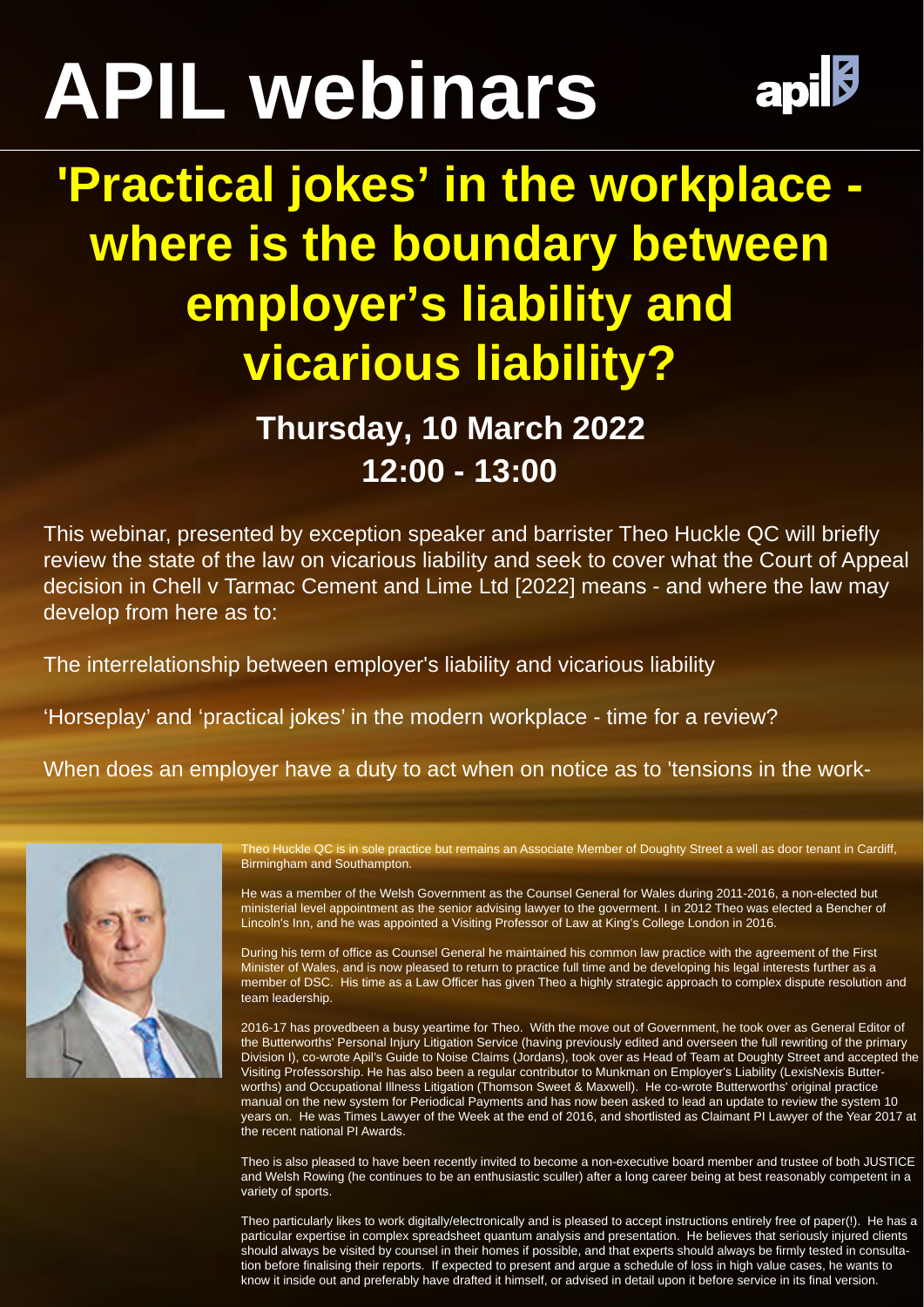# APIL webinars

## 'Practical jokes' in the workplace - where is the boundary between employer's liability and vicarious liability?

### Thursday, 10 March 2022
### 12:00 - 13:00

This webinar, presented by exception speaker and barrister Theo Huckle QC will briefly review the state of the law on vicarious liability and seek to cover what the Court of Appeal decision in Chell v Tarmac Cement and Lime Ltd [2022] means - and where the law may develop from here as to:

The interrelationship between employer's liability and vicarious liability

'Horseplay' and 'practical jokes' in the modern workplace - time for a review?

When does an employer have a duty to act when on notice as to 'tensions in the work-

Theo Huckle QC is in sole practice but remains an Associate Member of Doughty Street a well as door tenant in Cardiff, Birmingham and Southampton.

He was a member of the Welsh Government as the Counsel General for Wales during 2011-2016, a non-elected but ministerial level appointment as the senior advising lawyer to the goverment. I in 2012 Theo was elected a Bencher of Lincoln's Inn, and he was appointed a Visiting Professor of Law at King's College London in 2016.

During his term of office as Counsel General he maintained his common law practice with the agreement of the First Minister of Wales, and is now pleased to return to practice full time and be developing his legal interests further as a member of DSC. His time as a Law Officer has given Theo a highly strategic approach to complex dispute resolution and team leadership.

2016-17 has provedbeen a busy yeartime for Theo. With the move out of Government, he took over as General Editor of the Butterworths' Personal Injury Litigation Service (having previously edited and overseen the full rewriting of the primary Division I), co-wrote Apil's Guide to Noise Claims (Jordans), took over as Head of Team at Doughty Street and accepted the Visiting Professorship. He has also been a regular contributor to Munkman on Employer's Liability (LexisNexis Butterworths) and Occupational Illness Litigation (Thomson Sweet & Maxwell). He co-wrote Butterworths' original practice manual on the new system for Periodical Payments and has now been asked to lead an update to review the system 10 years on. He was Times Lawyer of the Week at the end of 2016, and shortlisted as Claimant PI Lawyer of the Year 2017 at the recent national PI Awards.

Theo is also pleased to have been recently invited to become a non-executive board member and trustee of both JUSTICE and Welsh Rowing (he continues to be an enthusiastic sculler) after a long career being at best reasonably competent in a variety of sports.

Theo particularly likes to work digitally/electronically and is pleased to accept instructions entirely free of paper(!). He has a particular expertise in complex spreadsheet quantum analysis and presentation. He believes that seriously injured clients should always be visited by counsel in their homes if possible, and that experts should always be firmly tested in consultation before finalising their reports. If expected to present and argue a schedule of loss in high value cases, he wants to know it inside out and preferably have drafted it himself, or advised in detail upon it before service in its final version.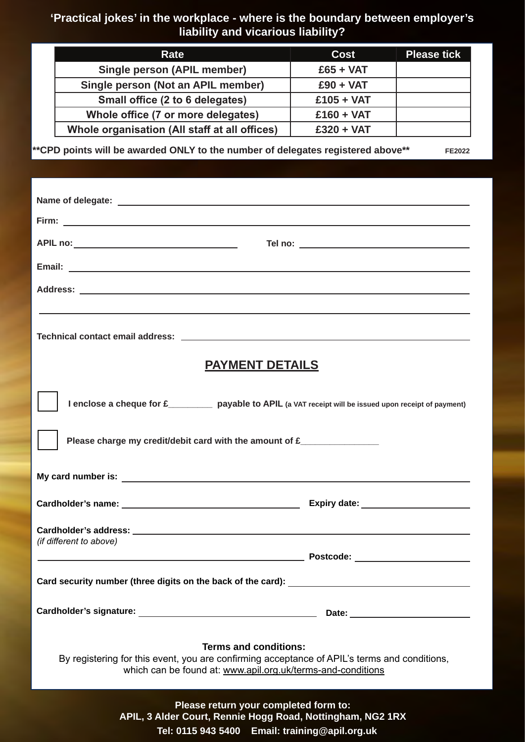## 'Practical jokes' in the workplace - where is the boundary between employer's liability and vicarious liability?

| Rate | Cost | Please tick |
|---|---|---|
| Single person (APIL member) | £65 + VAT | |
| Single person (Not an APIL member) | £90 + VAT | |
| Small office (2 to 6 delegates) | £105 + VAT | |
| Whole office (7 or more delegates) | £160 + VAT | |
| Whole organisation (All staff at all offices) | £320 + VAT | |

**\*\*CPD points will be awarded ONLY to the number of delegates registered above\*\*** FE2022

**Name of delegate:** ______________________________

**Firm:** ______________________________

**APIL no:** ______________________________ **Tel no:** ______________________________

**Email:** ______________________________

**Address:** ______________________________

______________________________

**Technical contact email address:** ______________________________

## PAYMENT DETAILS

☐ **I enclose a cheque for £_________ payable to APIL** (a VAT receipt will be issued upon receipt of payment)

☐ **Please charge my credit/debit card with the amount of £_______________**

**My card number is:** ______________________________

**Cardholder's name:** ______________________________ **Expiry date:** ______________________________

**Cardholder's address:** ______________________________
*(if different to above)*

______________________________ **Postcode:** ______________________________

**Card security number (three digits on the back of the card):** ______________________________

**Cardholder's signature:** ______________________________ **Date:** ______________________________

**Terms and conditions:**
By registering for this event, you are confirming acceptance of APIL's terms and conditions, which can be found at: www.apil.org.uk/terms-and-conditions

**Please return your completed form to:**
**APIL, 3 Alder Court, Rennie Hogg Road, Nottingham, NG2 1RX**
**Tel: 0115 943 5400 Email: training@apil.org.uk**